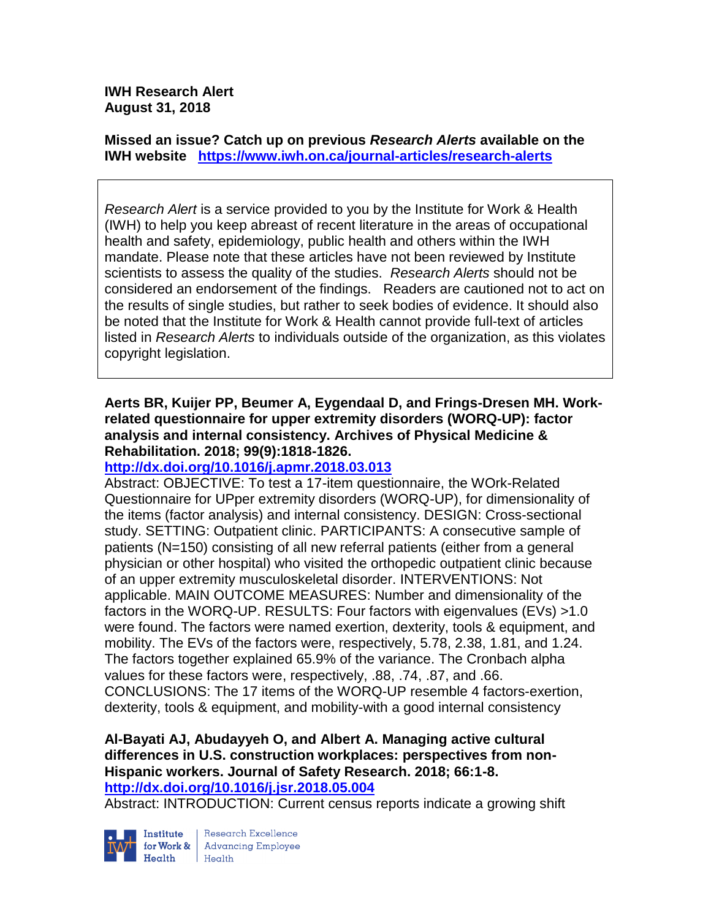**IWH Research Alert**
**August 31, 2018**

**Missed an issue? Catch up on previous *Research Alerts* available on the IWH website [https://www.iwh.on.ca/journal-articles/research-alerts](https://www.iwh.on.ca/journal-articles/research-alerts)**

*Research Alert* is a service provided to you by the Institute for Work & Health (IWH) to help you keep abreast of recent literature in the areas of occupational health and safety, epidemiology, public health and others within the IWH mandate. Please note that these articles have not been reviewed by Institute scientists to assess the quality of the studies. *Research Alerts* should not be considered an endorsement of the findings. Readers are cautioned not to act on the results of single studies, but rather to seek bodies of evidence. It should also be noted that the Institute for Work & Health cannot provide full-text of articles listed in *Research Alerts* to individuals outside of the organization, as this violates copyright legislation.

**Aerts BR, Kuijer PP, Beumer A, Eygendaal D, and Frings-Dresen MH. Work-related questionnaire for upper extremity disorders (WORQ-UP): factor analysis and internal consistency. Archives of Physical Medicine & Rehabilitation. 2018; 99(9):1818-1826.**
**[http://dx.doi.org/10.1016/j.apmr.2018.03.013](http://dx.doi.org/10.1016/j.apmr.2018.03.013)**
Abstract: OBJECTIVE: To test a 17-item questionnaire, the WOrk-Related Questionnaire for UPper extremity disorders (WORQ-UP), for dimensionality of the items (factor analysis) and internal consistency. DESIGN: Cross-sectional study. SETTING: Outpatient clinic. PARTICIPANTS: A consecutive sample of patients (N=150) consisting of all new referral patients (either from a general physician or other hospital) who visited the orthopedic outpatient clinic because of an upper extremity musculoskeletal disorder. INTERVENTIONS: Not applicable. MAIN OUTCOME MEASURES: Number and dimensionality of the factors in the WORQ-UP. RESULTS: Four factors with eigenvalues (EVs) >1.0 were found. The factors were named exertion, dexterity, tools & equipment, and mobility. The EVs of the factors were, respectively, 5.78, 2.38, 1.81, and 1.24. The factors together explained 65.9% of the variance. The Cronbach alpha values for these factors were, respectively, .88, .74, .87, and .66. CONCLUSIONS: The 17 items of the WORQ-UP resemble 4 factors-exertion, dexterity, tools & equipment, and mobility-with a good internal consistency

**Al-Bayati AJ, Abudayyeh O, and Albert A. Managing active cultural differences in U.S. construction workplaces: perspectives from non-Hispanic workers. Journal of Safety Research. 2018; 66:1-8.**
**[http://dx.doi.org/10.1016/j.jsr.2018.05.004](http://dx.doi.org/10.1016/j.jsr.2018.05.004)**
Abstract: INTRODUCTION: Current census reports indicate a growing shift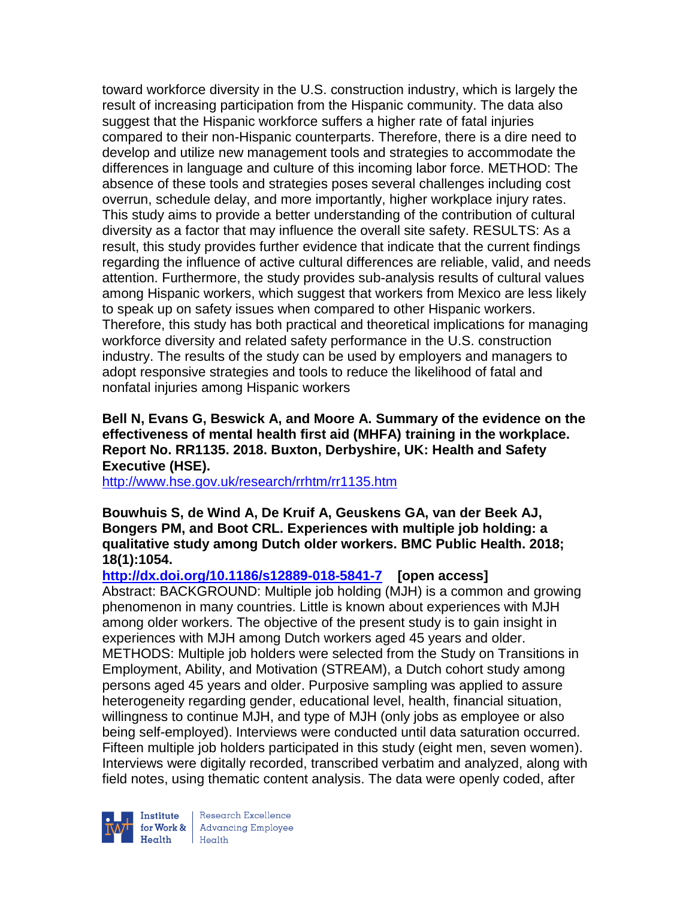toward workforce diversity in the U.S. construction industry, which is largely the result of increasing participation from the Hispanic community. The data also suggest that the Hispanic workforce suffers a higher rate of fatal injuries compared to their non-Hispanic counterparts. Therefore, there is a dire need to develop and utilize new management tools and strategies to accommodate the differences in language and culture of this incoming labor force. METHOD: The absence of these tools and strategies poses several challenges including cost overrun, schedule delay, and more importantly, higher workplace injury rates. This study aims to provide a better understanding of the contribution of cultural diversity as a factor that may influence the overall site safety. RESULTS: As a result, this study provides further evidence that indicate that the current findings regarding the influence of active cultural differences are reliable, valid, and needs attention. Furthermore, the study provides sub-analysis results of cultural values among Hispanic workers, which suggest that workers from Mexico are less likely to speak up on safety issues when compared to other Hispanic workers. Therefore, this study has both practical and theoretical implications for managing workforce diversity and related safety performance in the U.S. construction industry. The results of the study can be used by employers and managers to adopt responsive strategies and tools to reduce the likelihood of fatal and nonfatal injuries among Hispanic workers

**Bell N, Evans G, Beswick A, and Moore A. Summary of the evidence on the effectiveness of mental health first aid (MHFA) training in the workplace. Report No. RR1135. 2018. Buxton, Derbyshire, UK: Health and Safety Executive (HSE).**
http://www.hse.gov.uk/research/rrhtm/rr1135.htm

**Bouwhuis S, de Wind A, De Kruif A, Geuskens GA, van der Beek AJ, Bongers PM, and Boot CRL. Experiences with multiple job holding: a qualitative study among Dutch older workers. BMC Public Health. 2018; 18(1):1054.**
**http://dx.doi.org/10.1186/s12889-018-5841-7 [open access]**
Abstract: BACKGROUND: Multiple job holding (MJH) is a common and growing phenomenon in many countries. Little is known about experiences with MJH among older workers. The objective of the present study is to gain insight in experiences with MJH among Dutch workers aged 45 years and older. METHODS: Multiple job holders were selected from the Study on Transitions in Employment, Ability, and Motivation (STREAM), a Dutch cohort study among persons aged 45 years and older. Purposive sampling was applied to assure heterogeneity regarding gender, educational level, health, financial situation, willingness to continue MJH, and type of MJH (only jobs as employee or also being self-employed). Interviews were conducted until data saturation occurred. Fifteen multiple job holders participated in this study (eight men, seven women). Interviews were digitally recorded, transcribed verbatim and analyzed, along with field notes, using thematic content analysis. The data were openly coded, after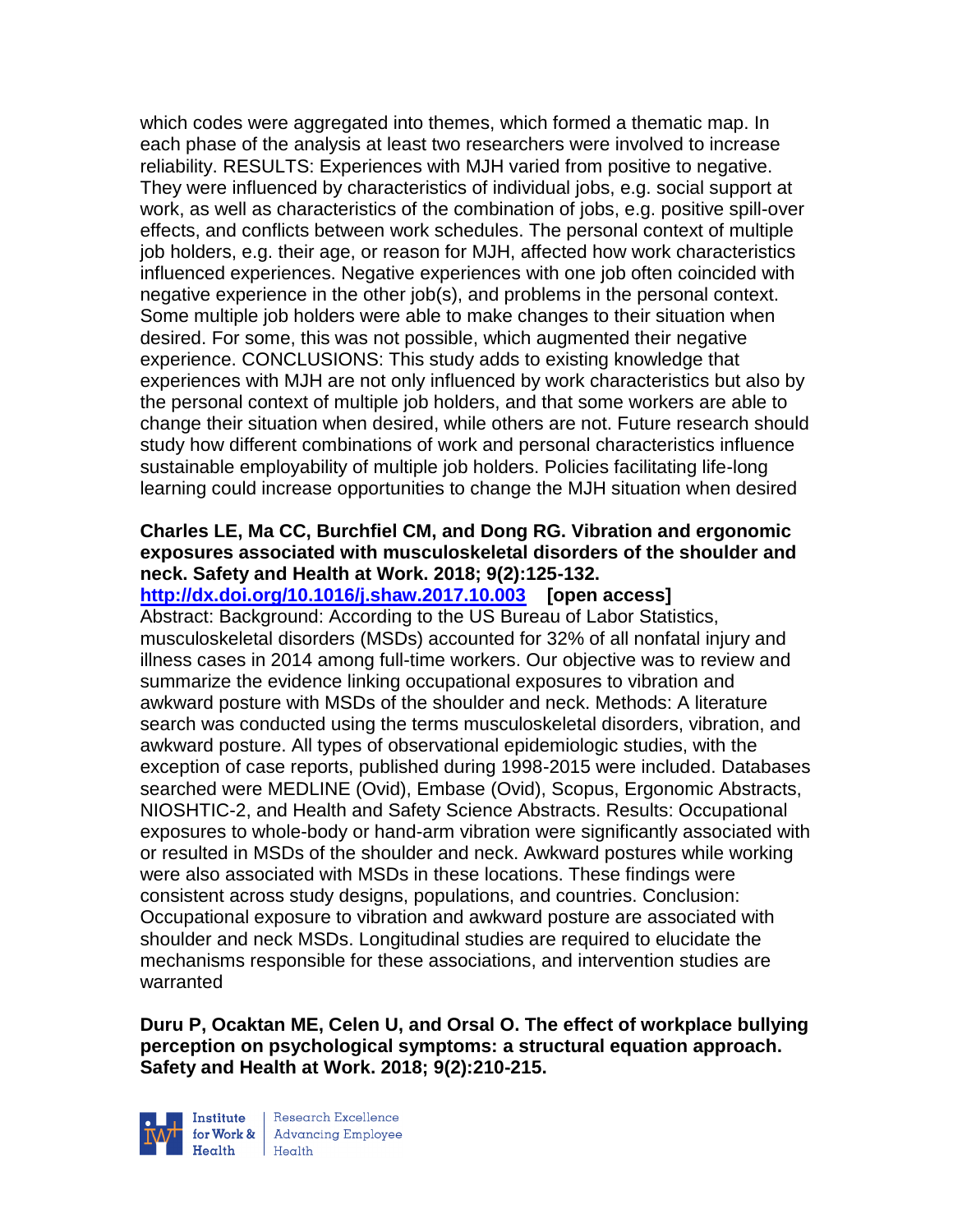which codes were aggregated into themes, which formed a thematic map. In each phase of the analysis at least two researchers were involved to increase reliability. RESULTS: Experiences with MJH varied from positive to negative. They were influenced by characteristics of individual jobs, e.g. social support at work, as well as characteristics of the combination of jobs, e.g. positive spill-over effects, and conflicts between work schedules. The personal context of multiple job holders, e.g. their age, or reason for MJH, affected how work characteristics influenced experiences. Negative experiences with one job often coincided with negative experience in the other job(s), and problems in the personal context. Some multiple job holders were able to make changes to their situation when desired. For some, this was not possible, which augmented their negative experience. CONCLUSIONS: This study adds to existing knowledge that experiences with MJH are not only influenced by work characteristics but also by the personal context of multiple job holders, and that some workers are able to change their situation when desired, while others are not. Future research should study how different combinations of work and personal characteristics influence sustainable employability of multiple job holders. Policies facilitating life-long learning could increase opportunities to change the MJH situation when desired

**Charles LE, Ma CC, Burchfiel CM, and Dong RG. Vibration and ergonomic exposures associated with musculoskeletal disorders of the shoulder and neck. Safety and Health at Work. 2018; 9(2):125-132.**
**http://dx.doi.org/10.1016/j.shaw.2017.10.003 [open access]**
Abstract: Background: According to the US Bureau of Labor Statistics, musculoskeletal disorders (MSDs) accounted for 32% of all nonfatal injury and illness cases in 2014 among full-time workers. Our objective was to review and summarize the evidence linking occupational exposures to vibration and awkward posture with MSDs of the shoulder and neck. Methods: A literature search was conducted using the terms musculoskeletal disorders, vibration, and awkward posture. All types of observational epidemiologic studies, with the exception of case reports, published during 1998-2015 were included. Databases searched were MEDLINE (Ovid), Embase (Ovid), Scopus, Ergonomic Abstracts, NIOSHTIC-2, and Health and Safety Science Abstracts. Results: Occupational exposures to whole-body or hand-arm vibration were significantly associated with or resulted in MSDs of the shoulder and neck. Awkward postures while working were also associated with MSDs in these locations. These findings were consistent across study designs, populations, and countries. Conclusion: Occupational exposure to vibration and awkward posture are associated with shoulder and neck MSDs. Longitudinal studies are required to elucidate the mechanisms responsible for these associations, and intervention studies are warranted

**Duru P, Ocaktan ME, Celen U, and Orsal O. The effect of workplace bullying perception on psychological symptoms: a structural equation approach. Safety and Health at Work. 2018; 9(2):210-215.**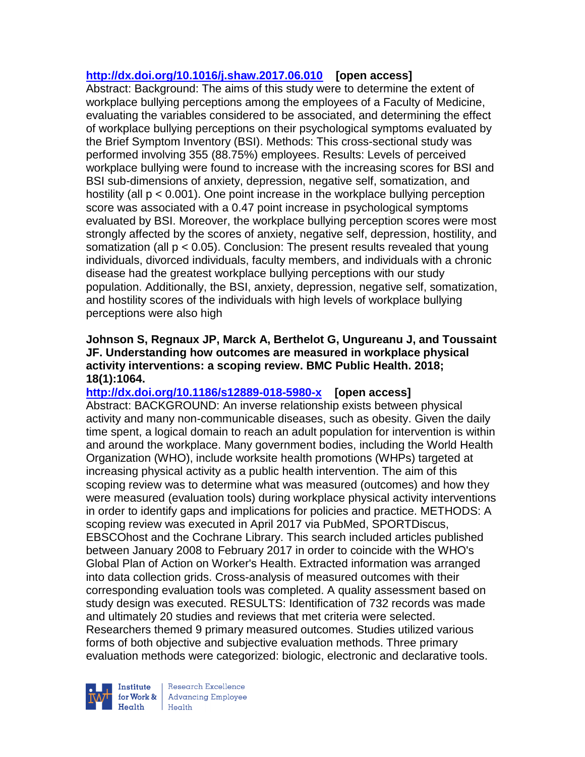**http://dx.doi.org/10.1016/j.shaw.2017.06.010 [open access]**
Abstract: Background: The aims of this study were to determine the extent of workplace bullying perceptions among the employees of a Faculty of Medicine, evaluating the variables considered to be associated, and determining the effect of workplace bullying perceptions on their psychological symptoms evaluated by the Brief Symptom Inventory (BSI). Methods: This cross-sectional study was performed involving 355 (88.75%) employees. Results: Levels of perceived workplace bullying were found to increase with the increasing scores for BSI and BSI sub-dimensions of anxiety, depression, negative self, somatization, and hostility (all $p < 0.001$). One point increase in the workplace bullying perception score was associated with a 0.47 point increase in psychological symptoms evaluated by BSI. Moreover, the workplace bullying perception scores were most strongly affected by the scores of anxiety, negative self, depression, hostility, and somatization (all $p < 0.05$). Conclusion: The present results revealed that young individuals, divorced individuals, faculty members, and individuals with a chronic disease had the greatest workplace bullying perceptions with our study population. Additionally, the BSI, anxiety, depression, negative self, somatization, and hostility scores of the individuals with high levels of workplace bullying perceptions were also high

**Johnson S, Regnaux JP, Marck A, Berthelot G, Ungureanu J, and Toussaint JF. Understanding how outcomes are measured in workplace physical activity interventions: a scoping review. BMC Public Health. 2018; 18(1):1064.**
**http://dx.doi.org/10.1186/s12889-018-5980-x [open access]**
Abstract: BACKGROUND: An inverse relationship exists between physical activity and many non-communicable diseases, such as obesity. Given the daily time spent, a logical domain to reach an adult population for intervention is within and around the workplace. Many government bodies, including the World Health Organization (WHO), include worksite health promotions (WHPs) targeted at increasing physical activity as a public health intervention. The aim of this scoping review was to determine what was measured (outcomes) and how they were measured (evaluation tools) during workplace physical activity interventions in order to identify gaps and implications for policies and practice. METHODS: A scoping review was executed in April 2017 via PubMed, SPORTDiscus, EBSCOhost and the Cochrane Library. This search included articles published between January 2008 to February 2017 in order to coincide with the WHO's Global Plan of Action on Worker's Health. Extracted information was arranged into data collection grids. Cross-analysis of measured outcomes with their corresponding evaluation tools was completed. A quality assessment based on study design was executed. RESULTS: Identification of 732 records was made and ultimately 20 studies and reviews that met criteria were selected. Researchers themed 9 primary measured outcomes. Studies utilized various forms of both objective and subjective evaluation methods. Three primary evaluation methods were categorized: biologic, electronic and declarative tools.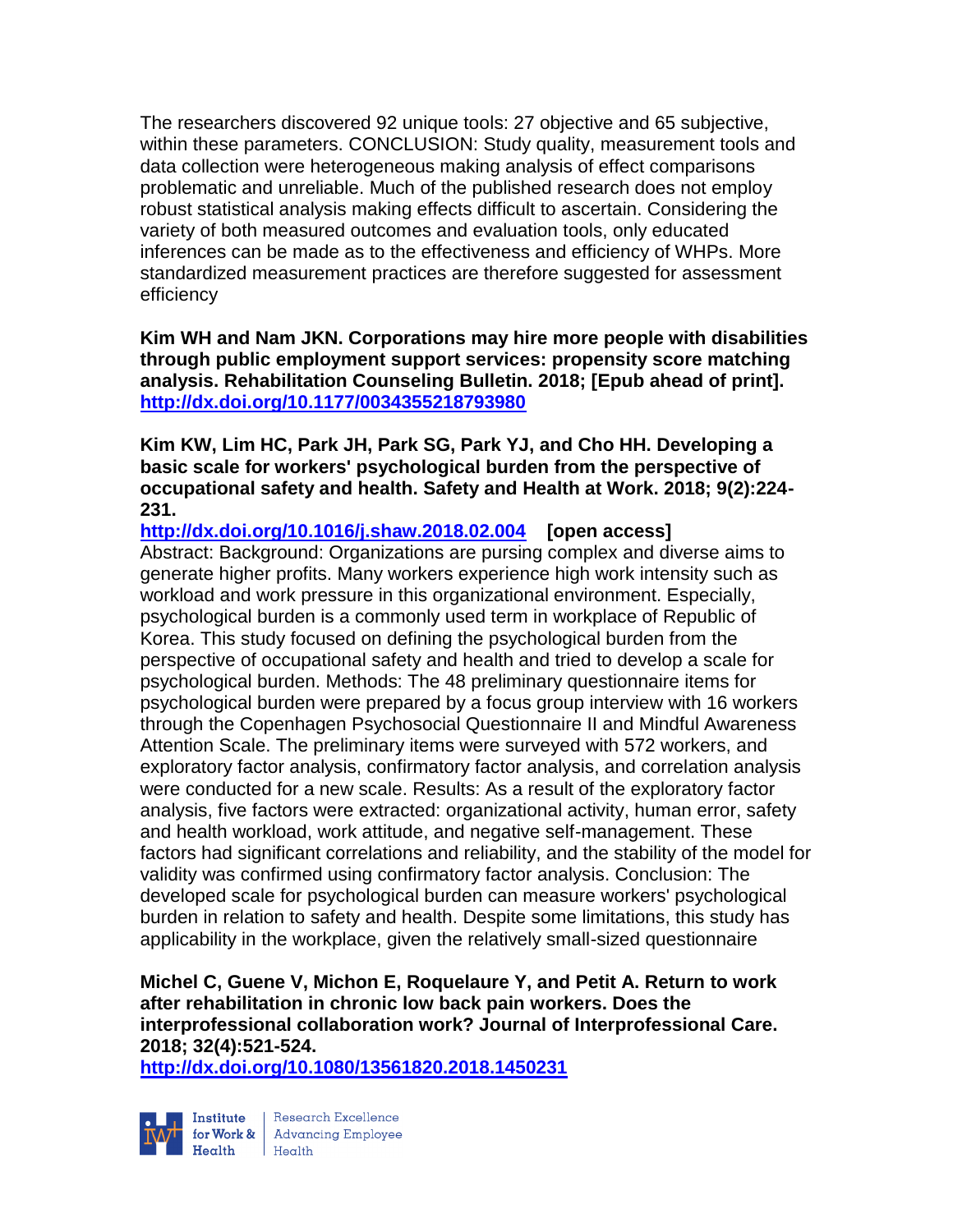The researchers discovered 92 unique tools: 27 objective and 65 subjective, within these parameters. CONCLUSION: Study quality, measurement tools and data collection were heterogeneous making analysis of effect comparisons problematic and unreliable. Much of the published research does not employ robust statistical analysis making effects difficult to ascertain. Considering the variety of both measured outcomes and evaluation tools, only educated inferences can be made as to the effectiveness and efficiency of WHPs. More standardized measurement practices are therefore suggested for assessment efficiency

**Kim WH and Nam JKN. Corporations may hire more people with disabilities through public employment support services: propensity score matching analysis. Rehabilitation Counseling Bulletin. 2018; [Epub ahead of print].**
**http://dx.doi.org/10.1177/0034355218793980**

**Kim KW, Lim HC, Park JH, Park SG, Park YJ, and Cho HH. Developing a basic scale for workers' psychological burden from the perspective of occupational safety and health. Safety and Health at Work. 2018; 9(2):224-231.**
**http://dx.doi.org/10.1016/j.shaw.2018.02.004 [open access]**
Abstract: Background: Organizations are pursing complex and diverse aims to generate higher profits. Many workers experience high work intensity such as workload and work pressure in this organizational environment. Especially, psychological burden is a commonly used term in workplace of Republic of Korea. This study focused on defining the psychological burden from the perspective of occupational safety and health and tried to develop a scale for psychological burden. Methods: The 48 preliminary questionnaire items for psychological burden were prepared by a focus group interview with 16 workers through the Copenhagen Psychosocial Questionnaire II and Mindful Awareness Attention Scale. The preliminary items were surveyed with 572 workers, and exploratory factor analysis, confirmatory factor analysis, and correlation analysis were conducted for a new scale. Results: As a result of the exploratory factor analysis, five factors were extracted: organizational activity, human error, safety and health workload, work attitude, and negative self-management. These factors had significant correlations and reliability, and the stability of the model for validity was confirmed using confirmatory factor analysis. Conclusion: The developed scale for psychological burden can measure workers' psychological burden in relation to safety and health. Despite some limitations, this study has applicability in the workplace, given the relatively small-sized questionnaire

**Michel C, Guene V, Michon E, Roquelaure Y, and Petit A. Return to work after rehabilitation in chronic low back pain workers. Does the interprofessional collaboration work? Journal of Interprofessional Care. 2018; 32(4):521-524.**
**http://dx.doi.org/10.1080/13561820.2018.1450231**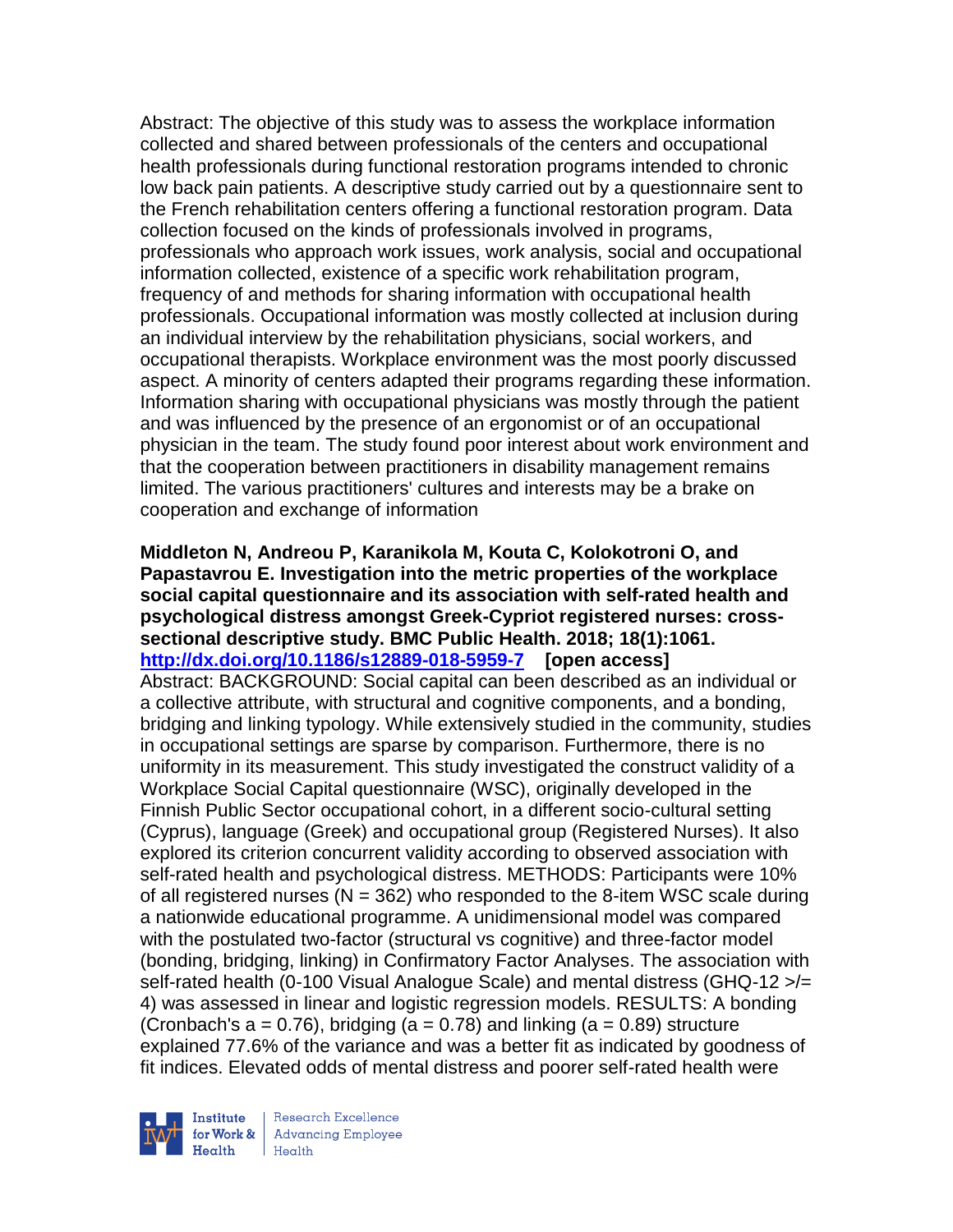Abstract: The objective of this study was to assess the workplace information collected and shared between professionals of the centers and occupational health professionals during functional restoration programs intended to chronic low back pain patients. A descriptive study carried out by a questionnaire sent to the French rehabilitation centers offering a functional restoration program. Data collection focused on the kinds of professionals involved in programs, professionals who approach work issues, work analysis, social and occupational information collected, existence of a specific work rehabilitation program, frequency of and methods for sharing information with occupational health professionals. Occupational information was mostly collected at inclusion during an individual interview by the rehabilitation physicians, social workers, and occupational therapists. Workplace environment was the most poorly discussed aspect. A minority of centers adapted their programs regarding these information. Information sharing with occupational physicians was mostly through the patient and was influenced by the presence of an ergonomist or of an occupational physician in the team. The study found poor interest about work environment and that the cooperation between practitioners in disability management remains limited. The various practitioners' cultures and interests may be a brake on cooperation and exchange of information

**Middleton N, Andreou P, Karanikola M, Kouta C, Kolokotroni O, and Papastavrou E. Investigation into the metric properties of the workplace social capital questionnaire and its association with self-rated health and psychological distress amongst Greek-Cypriot registered nurses: cross-sectional descriptive study. BMC Public Health. 2018; 18(1):1061. [http://dx.doi.org/10.1186/s12889-018-5959-7](http://dx.doi.org/10.1186/s12889-018-5959-7) [open access]**

Abstract: BACKGROUND: Social capital can been described as an individual or a collective attribute, with structural and cognitive components, and a bonding, bridging and linking typology. While extensively studied in the community, studies in occupational settings are sparse by comparison. Furthermore, there is no uniformity in its measurement. This study investigated the construct validity of a Workplace Social Capital questionnaire (WSC), originally developed in the Finnish Public Sector occupational cohort, in a different socio-cultural setting (Cyprus), language (Greek) and occupational group (Registered Nurses). It also explored its criterion concurrent validity according to observed association with self-rated health and psychological distress. METHODS: Participants were 10% of all registered nurses (N = 362) who responded to the 8-item WSC scale during a nationwide educational programme. A unidimensional model was compared with the postulated two-factor (structural vs cognitive) and three-factor model (bonding, bridging, linking) in Confirmatory Factor Analyses. The association with self-rated health (0-100 Visual Analogue Scale) and mental distress (GHQ-12 >/= 4) was assessed in linear and logistic regression models. RESULTS: A bonding (Cronbach's a = 0.76), bridging (a = 0.78) and linking (a = 0.89) structure explained 77.6% of the variance and was a better fit as indicated by goodness of fit indices. Elevated odds of mental distress and poorer self-rated health were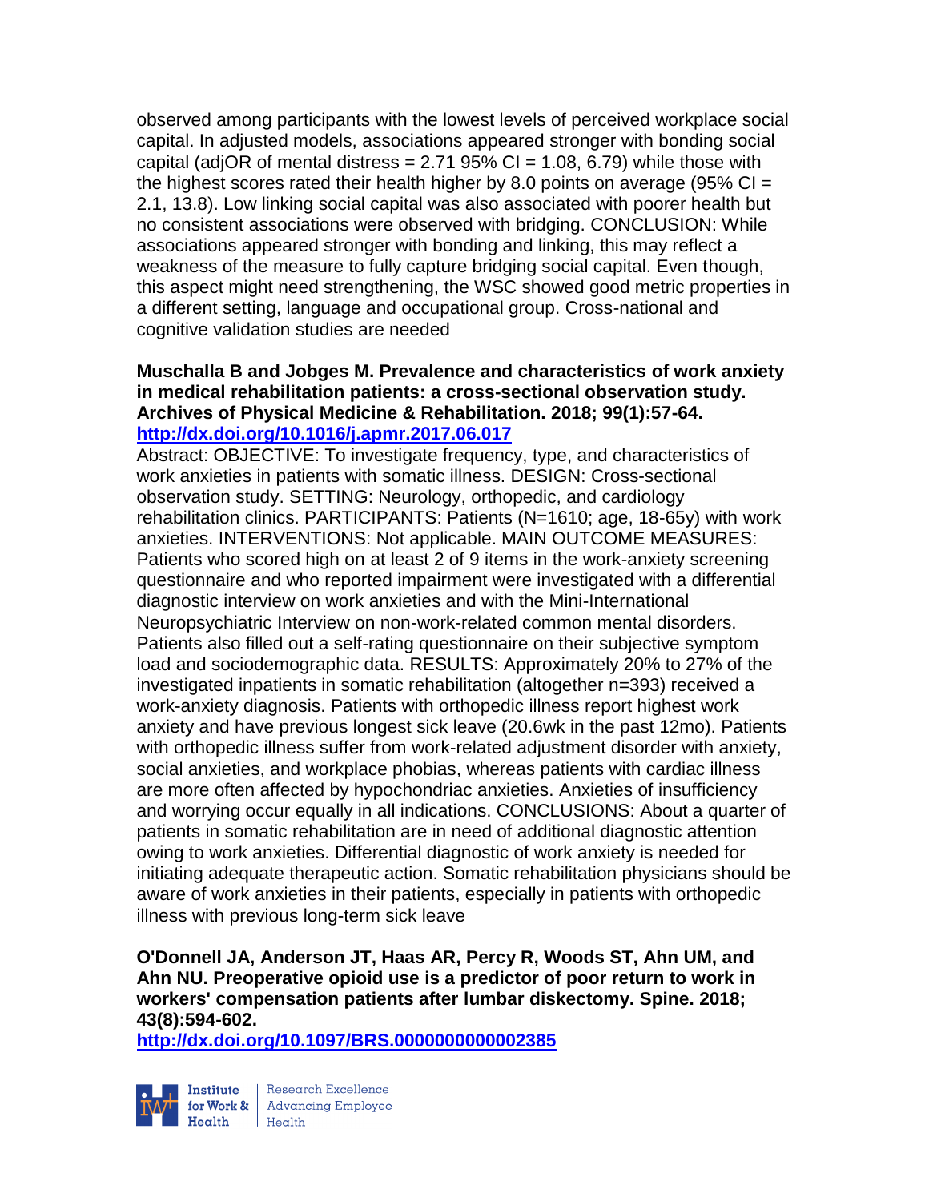observed among participants with the lowest levels of perceived workplace social capital. In adjusted models, associations appeared stronger with bonding social capital (adjOR of mental distress = 2.71 95% CI = 1.08, 6.79) while those with the highest scores rated their health higher by 8.0 points on average (95% CI = 2.1, 13.8). Low linking social capital was also associated with poorer health but no consistent associations were observed with bridging. CONCLUSION: While associations appeared stronger with bonding and linking, this may reflect a weakness of the measure to fully capture bridging social capital. Even though, this aspect might need strengthening, the WSC showed good metric properties in a different setting, language and occupational group. Cross-national and cognitive validation studies are needed

**Muschalla B and Jobges M. Prevalence and characteristics of work anxiety in medical rehabilitation patients: a cross-sectional observation study. Archives of Physical Medicine & Rehabilitation. 2018; 99(1):57-64.**
**http://dx.doi.org/10.1016/j.apmr.2017.06.017**

Abstract: OBJECTIVE: To investigate frequency, type, and characteristics of work anxieties in patients with somatic illness. DESIGN: Cross-sectional observation study. SETTING: Neurology, orthopedic, and cardiology rehabilitation clinics. PARTICIPANTS: Patients (N=1610; age, 18-65y) with work anxieties. INTERVENTIONS: Not applicable. MAIN OUTCOME MEASURES: Patients who scored high on at least 2 of 9 items in the work-anxiety screening questionnaire and who reported impairment were investigated with a differential diagnostic interview on work anxieties and with the Mini-International Neuropsychiatric Interview on non-work-related common mental disorders. Patients also filled out a self-rating questionnaire on their subjective symptom load and sociodemographic data. RESULTS: Approximately 20% to 27% of the investigated inpatients in somatic rehabilitation (altogether n=393) received a work-anxiety diagnosis. Patients with orthopedic illness report highest work anxiety and have previous longest sick leave (20.6wk in the past 12mo). Patients with orthopedic illness suffer from work-related adjustment disorder with anxiety, social anxieties, and workplace phobias, whereas patients with cardiac illness are more often affected by hypochondriac anxieties. Anxieties of insufficiency and worrying occur equally in all indications. CONCLUSIONS: About a quarter of patients in somatic rehabilitation are in need of additional diagnostic attention owing to work anxieties. Differential diagnostic of work anxiety is needed for initiating adequate therapeutic action. Somatic rehabilitation physicians should be aware of work anxieties in their patients, especially in patients with orthopedic illness with previous long-term sick leave

**O'Donnell JA, Anderson JT, Haas AR, Percy R, Woods ST, Ahn UM, and Ahn NU. Preoperative opioid use is a predictor of poor return to work in workers' compensation patients after lumbar diskectomy. Spine. 2018; 43(8):594-602.**
**http://dx.doi.org/10.1097/BRS.0000000000002385**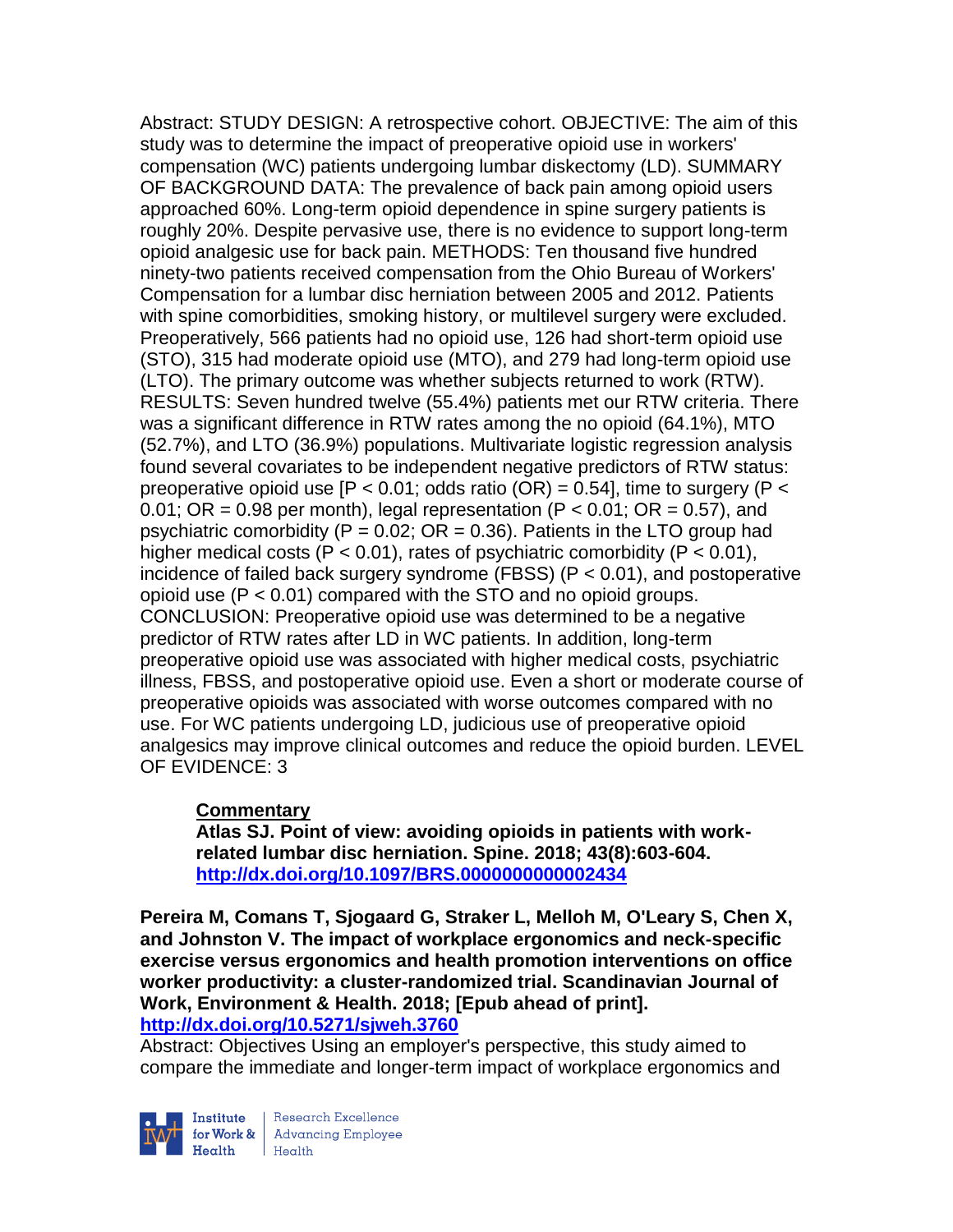Abstract: STUDY DESIGN: A retrospective cohort. OBJECTIVE: The aim of this study was to determine the impact of preoperative opioid use in workers' compensation (WC) patients undergoing lumbar diskectomy (LD). SUMMARY OF BACKGROUND DATA: The prevalence of back pain among opioid users approached 60%. Long-term opioid dependence in spine surgery patients is roughly 20%. Despite pervasive use, there is no evidence to support long-term opioid analgesic use for back pain. METHODS: Ten thousand five hundred ninety-two patients received compensation from the Ohio Bureau of Workers' Compensation for a lumbar disc herniation between 2005 and 2012. Patients with spine comorbidities, smoking history, or multilevel surgery were excluded. Preoperatively, 566 patients had no opioid use, 126 had short-term opioid use (STO), 315 had moderate opioid use (MTO), and 279 had long-term opioid use (LTO). The primary outcome was whether subjects returned to work (RTW). RESULTS: Seven hundred twelve (55.4%) patients met our RTW criteria. There was a significant difference in RTW rates among the no opioid (64.1%), MTO (52.7%), and LTO (36.9%) populations. Multivariate logistic regression analysis found several covariates to be independent negative predictors of RTW status: preoperative opioid use [$P < 0.01$; odds ratio (OR) = 0.54], time to surgery ($P < 0.01$; OR = 0.98 per month), legal representation ($P < 0.01$; OR = 0.57), and psychiatric comorbidity ($P = 0.02$; OR = 0.36). Patients in the LTO group had higher medical costs ($P < 0.01$), rates of psychiatric comorbidity ($P < 0.01$), incidence of failed back surgery syndrome (FBSS) ($P < 0.01$), and postoperative opioid use ($P < 0.01$) compared with the STO and no opioid groups. CONCLUSION: Preoperative opioid use was determined to be a negative predictor of RTW rates after LD in WC patients. In addition, long-term preoperative opioid use was associated with higher medical costs, psychiatric illness, FBSS, and postoperative opioid use. Even a short or moderate course of preoperative opioids was associated with worse outcomes compared with no use. For WC patients undergoing LD, judicious use of preoperative opioid analgesics may improve clinical outcomes and reduce the opioid burden. LEVEL OF EVIDENCE: 3

**Commentary**
**Atlas SJ. Point of view: avoiding opioids in patients with work-related lumbar disc herniation. Spine. 2018; 43(8):603-604.**
**http://dx.doi.org/10.1097/BRS.0000000000002434**

**Pereira M, Comans T, Sjogaard G, Straker L, Melloh M, O'Leary S, Chen X, and Johnston V. The impact of workplace ergonomics and neck-specific exercise versus ergonomics and health promotion interventions on office worker productivity: a cluster-randomized trial. Scandinavian Journal of Work, Environment & Health. 2018; [Epub ahead of print].**
**http://dx.doi.org/10.5271/sjweh.3760**

Abstract: Objectives Using an employer's perspective, this study aimed to compare the immediate and longer-term impact of workplace ergonomics and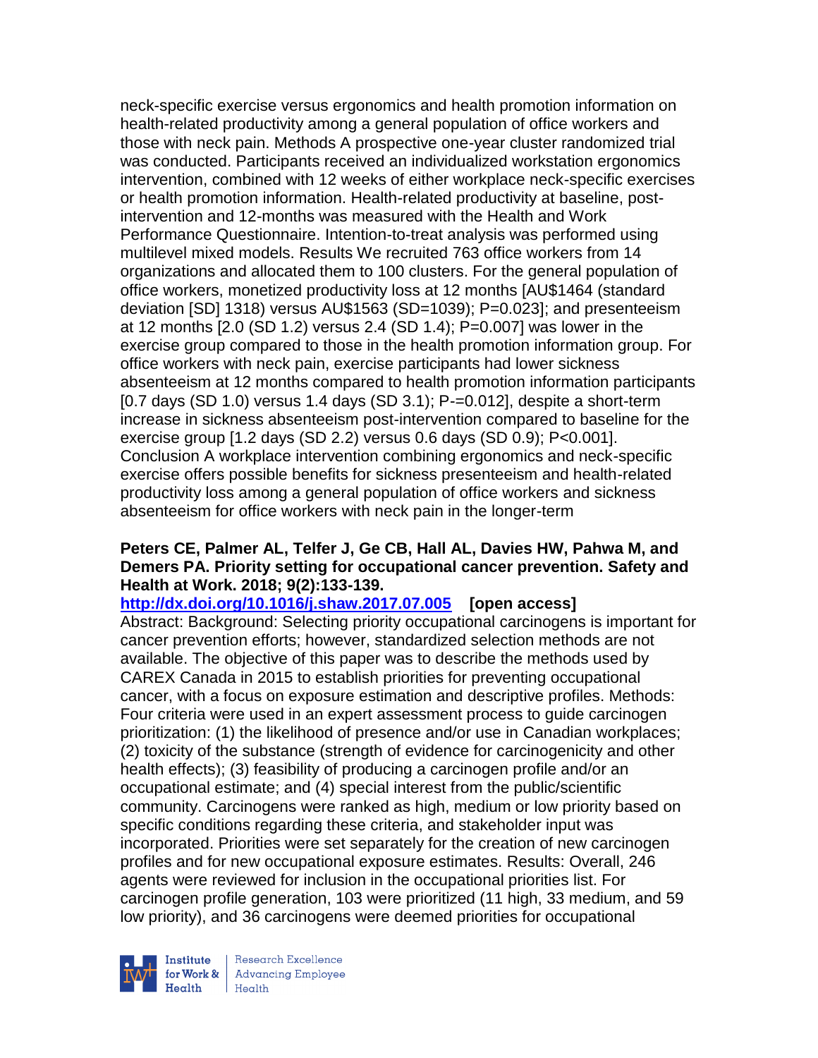neck-specific exercise versus ergonomics and health promotion information on health-related productivity among a general population of office workers and those with neck pain. Methods A prospective one-year cluster randomized trial was conducted. Participants received an individualized workstation ergonomics intervention, combined with 12 weeks of either workplace neck-specific exercises or health promotion information. Health-related productivity at baseline, post-intervention and 12-months was measured with the Health and Work Performance Questionnaire. Intention-to-treat analysis was performed using multilevel mixed models. Results We recruited 763 office workers from 14 organizations and allocated them to 100 clusters. For the general population of office workers, monetized productivity loss at 12 months [AU$1464 (standard deviation [SD] 1318) versus AU$1563 (SD=1039); P=0.023]; and presenteeism at 12 months [2.0 (SD 1.2) versus 2.4 (SD 1.4); P=0.007] was lower in the exercise group compared to those in the health promotion information group. For office workers with neck pain, exercise participants had lower sickness absenteeism at 12 months compared to health promotion information participants [0.7 days (SD 1.0) versus 1.4 days (SD 3.1); P-=0.012], despite a short-term increase in sickness absenteeism post-intervention compared to baseline for the exercise group [1.2 days (SD 2.2) versus 0.6 days (SD 0.9); P<0.001]. Conclusion A workplace intervention combining ergonomics and neck-specific exercise offers possible benefits for sickness presenteeism and health-related productivity loss among a general population of office workers and sickness absenteeism for office workers with neck pain in the longer-term

**Peters CE, Palmer AL, Telfer J, Ge CB, Hall AL, Davies HW, Pahwa M, and Demers PA. Priority setting for occupational cancer prevention. Safety and Health at Work. 2018; 9(2):133-139.**

**http://dx.doi.org/10.1016/j.shaw.2017.07.005 [open access]**

Abstract: Background: Selecting priority occupational carcinogens is important for cancer prevention efforts; however, standardized selection methods are not available. The objective of this paper was to describe the methods used by CAREX Canada in 2015 to establish priorities for preventing occupational cancer, with a focus on exposure estimation and descriptive profiles. Methods: Four criteria were used in an expert assessment process to guide carcinogen prioritization: (1) the likelihood of presence and/or use in Canadian workplaces; (2) toxicity of the substance (strength of evidence for carcinogenicity and other health effects); (3) feasibility of producing a carcinogen profile and/or an occupational estimate; and (4) special interest from the public/scientific community. Carcinogens were ranked as high, medium or low priority based on specific conditions regarding these criteria, and stakeholder input was incorporated. Priorities were set separately for the creation of new carcinogen profiles and for new occupational exposure estimates. Results: Overall, 246 agents were reviewed for inclusion in the occupational priorities list. For carcinogen profile generation, 103 were prioritized (11 high, 33 medium, and 59 low priority), and 36 carcinogens were deemed priorities for occupational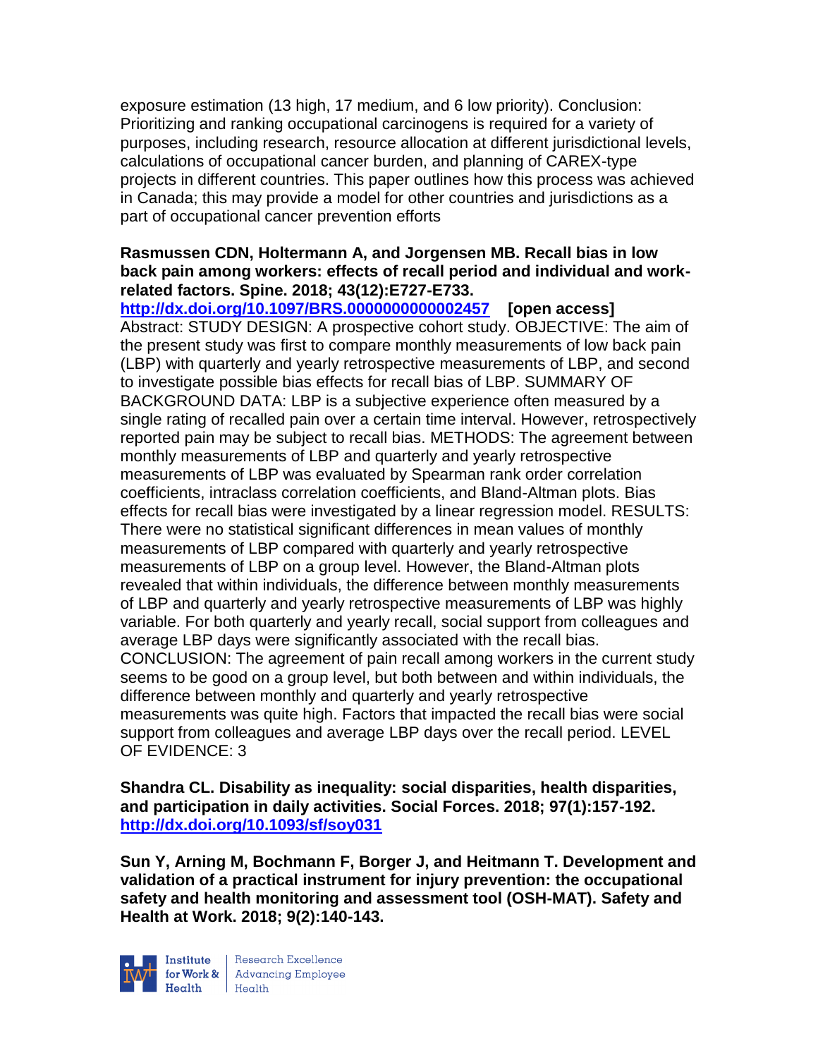exposure estimation (13 high, 17 medium, and 6 low priority). Conclusion: Prioritizing and ranking occupational carcinogens is required for a variety of purposes, including research, resource allocation at different jurisdictional levels, calculations of occupational cancer burden, and planning of CAREX-type projects in different countries. This paper outlines how this process was achieved in Canada; this may provide a model for other countries and jurisdictions as a part of occupational cancer prevention efforts

**Rasmussen CDN, Holtermann A, and Jorgensen MB. Recall bias in low back pain among workers: effects of recall period and individual and work-related factors. Spine. 2018; 43(12):E727-E733.**
**http://dx.doi.org/10.1097/BRS.0000000000002457 [open access]**
Abstract: STUDY DESIGN: A prospective cohort study. OBJECTIVE: The aim of the present study was first to compare monthly measurements of low back pain (LBP) with quarterly and yearly retrospective measurements of LBP, and second to investigate possible bias effects for recall bias of LBP. SUMMARY OF BACKGROUND DATA: LBP is a subjective experience often measured by a single rating of recalled pain over a certain time interval. However, retrospectively reported pain may be subject to recall bias. METHODS: The agreement between monthly measurements of LBP and quarterly and yearly retrospective measurements of LBP was evaluated by Spearman rank order correlation coefficients, intraclass correlation coefficients, and Bland-Altman plots. Bias effects for recall bias were investigated by a linear regression model. RESULTS: There were no statistical significant differences in mean values of monthly measurements of LBP compared with quarterly and yearly retrospective measurements of LBP on a group level. However, the Bland-Altman plots revealed that within individuals, the difference between monthly measurements of LBP and quarterly and yearly retrospective measurements of LBP was highly variable. For both quarterly and yearly recall, social support from colleagues and average LBP days were significantly associated with the recall bias. CONCLUSION: The agreement of pain recall among workers in the current study seems to be good on a group level, but both between and within individuals, the difference between monthly and quarterly and yearly retrospective measurements was quite high. Factors that impacted the recall bias were social support from colleagues and average LBP days over the recall period. LEVEL OF EVIDENCE: 3

**Shandra CL. Disability as inequality: social disparities, health disparities, and participation in daily activities. Social Forces. 2018; 97(1):157-192.**
**http://dx.doi.org/10.1093/sf/soy031**

**Sun Y, Arning M, Bochmann F, Borger J, and Heitmann T. Development and validation of a practical instrument for injury prevention: the occupational safety and health monitoring and assessment tool (OSH-MAT). Safety and Health at Work. 2018; 9(2):140-143.**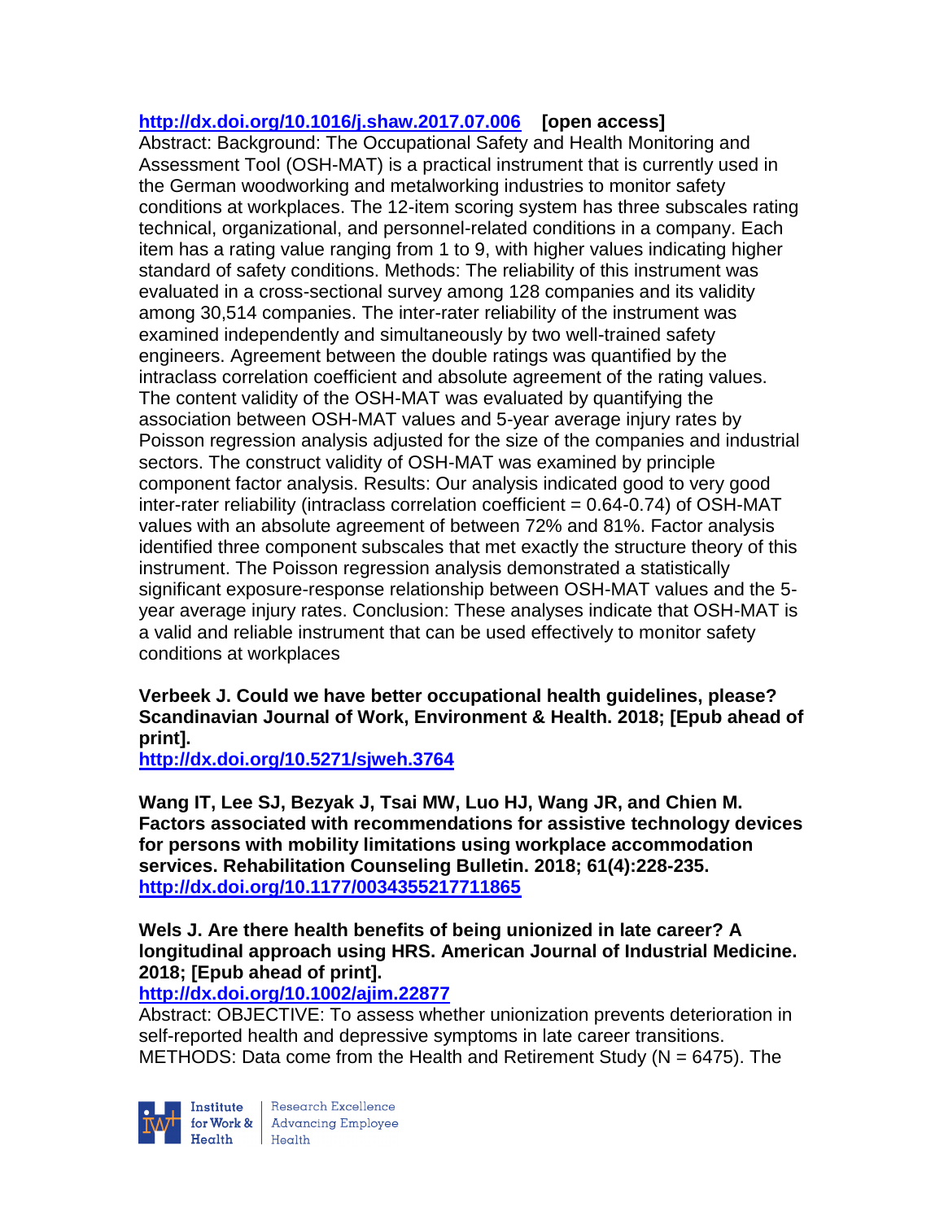**http://dx.doi.org/10.1016/j.shaw.2017.07.006 [open access]**

Abstract: Background: The Occupational Safety and Health Monitoring and Assessment Tool (OSH-MAT) is a practical instrument that is currently used in the German woodworking and metalworking industries to monitor safety conditions at workplaces. The 12-item scoring system has three subscales rating technical, organizational, and personnel-related conditions in a company. Each item has a rating value ranging from 1 to 9, with higher values indicating higher standard of safety conditions. Methods: The reliability of this instrument was evaluated in a cross-sectional survey among 128 companies and its validity among 30,514 companies. The inter-rater reliability of the instrument was examined independently and simultaneously by two well-trained safety engineers. Agreement between the double ratings was quantified by the intraclass correlation coefficient and absolute agreement of the rating values. The content validity of the OSH-MAT was evaluated by quantifying the association between OSH-MAT values and 5-year average injury rates by Poisson regression analysis adjusted for the size of the companies and industrial sectors. The construct validity of OSH-MAT was examined by principle component factor analysis. Results: Our analysis indicated good to very good inter-rater reliability (intraclass correlation coefficient = 0.64-0.74) of OSH-MAT values with an absolute agreement of between 72% and 81%. Factor analysis identified three component subscales that met exactly the structure theory of this instrument. The Poisson regression analysis demonstrated a statistically significant exposure-response relationship between OSH-MAT values and the 5-year average injury rates. Conclusion: These analyses indicate that OSH-MAT is a valid and reliable instrument that can be used effectively to monitor safety conditions at workplaces

**Verbeek J. Could we have better occupational health guidelines, please? Scandinavian Journal of Work, Environment & Health. 2018; [Epub ahead of print].**
**http://dx.doi.org/10.5271/sjweh.3764**

**Wang IT, Lee SJ, Bezyak J, Tsai MW, Luo HJ, Wang JR, and Chien M. Factors associated with recommendations for assistive technology devices for persons with mobility limitations using workplace accommodation services. Rehabilitation Counseling Bulletin. 2018; 61(4):228-235.**
**http://dx.doi.org/10.1177/0034355217711865**

**Wels J. Are there health benefits of being unionized in late career? A longitudinal approach using HRS. American Journal of Industrial Medicine. 2018; [Epub ahead of print].**
**http://dx.doi.org/10.1002/ajim.22877**

Abstract: OBJECTIVE: To assess whether unionization prevents deterioration in self-reported health and depressive symptoms in late career transitions. METHODS: Data come from the Health and Retirement Study (N = 6475). The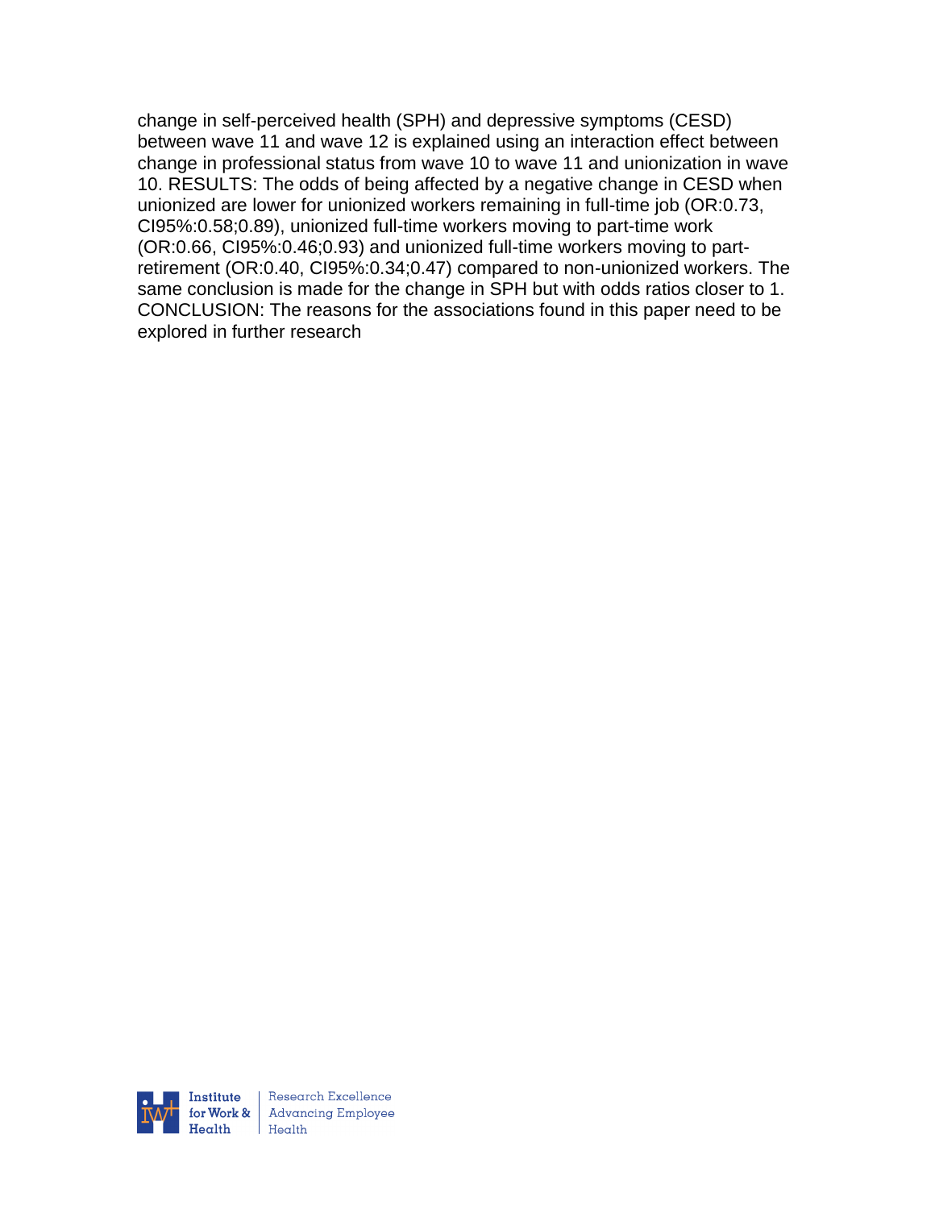change in self-perceived health (SPH) and depressive symptoms (CESD) between wave 11 and wave 12 is explained using an interaction effect between change in professional status from wave 10 to wave 11 and unionization in wave 10. RESULTS: The odds of being affected by a negative change in CESD when unionized are lower for unionized workers remaining in full-time job (OR:0.73, CI95%:0.58;0.89), unionized full-time workers moving to part-time work (OR:0.66, CI95%:0.46;0.93) and unionized full-time workers moving to part-retirement (OR:0.40, CI95%:0.34;0.47) compared to non-unionized workers. The same conclusion is made for the change in SPH but with odds ratios closer to 1. CONCLUSION: The reasons for the associations found in this paper need to be explored in further research